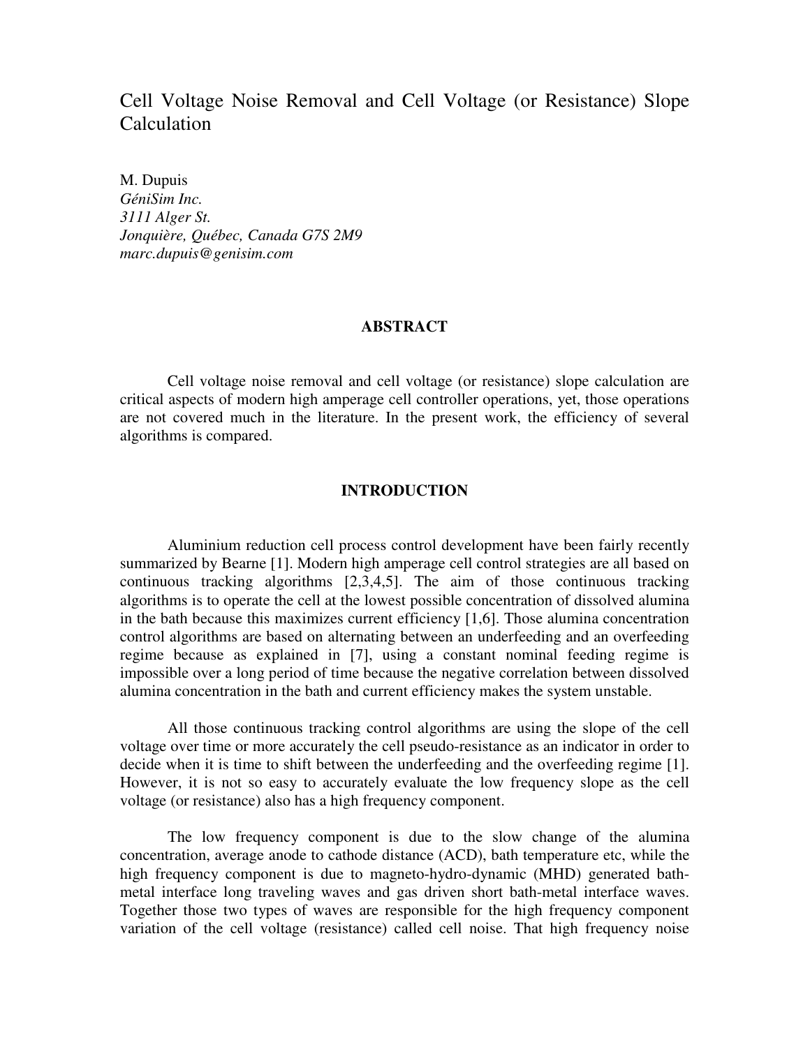# Cell Voltage Noise Removal and Cell Voltage (or Resistance) Slope Calculation

M. Dupuis
*GéniSim Inc.*
*3111 Alger St.*
*Jonquière, Québec, Canada G7S 2M9*
*marc.dupuis@genisim.com*

## ABSTRACT

Cell voltage noise removal and cell voltage (or resistance) slope calculation are critical aspects of modern high amperage cell controller operations, yet, those operations are not covered much in the literature. In the present work, the efficiency of several algorithms is compared.

## INTRODUCTION

Aluminium reduction cell process control development have been fairly recently summarized by Bearne [1]. Modern high amperage cell control strategies are all based on continuous tracking algorithms [2,3,4,5]. The aim of those continuous tracking algorithms is to operate the cell at the lowest possible concentration of dissolved alumina in the bath because this maximizes current efficiency [1,6]. Those alumina concentration control algorithms are based on alternating between an underfeeding and an overfeeding regime because as explained in [7], using a constant nominal feeding regime is impossible over a long period of time because the negative correlation between dissolved alumina concentration in the bath and current efficiency makes the system unstable.

All those continuous tracking control algorithms are using the slope of the cell voltage over time or more accurately the cell pseudo-resistance as an indicator in order to decide when it is time to shift between the underfeeding and the overfeeding regime [1]. However, it is not so easy to accurately evaluate the low frequency slope as the cell voltage (or resistance) also has a high frequency component.

The low frequency component is due to the slow change of the alumina concentration, average anode to cathode distance (ACD), bath temperature etc, while the high frequency component is due to magneto-hydro-dynamic (MHD) generated bath-metal interface long traveling waves and gas driven short bath-metal interface waves. Together those two types of waves are responsible for the high frequency component variation of the cell voltage (resistance) called cell noise. That high frequency noise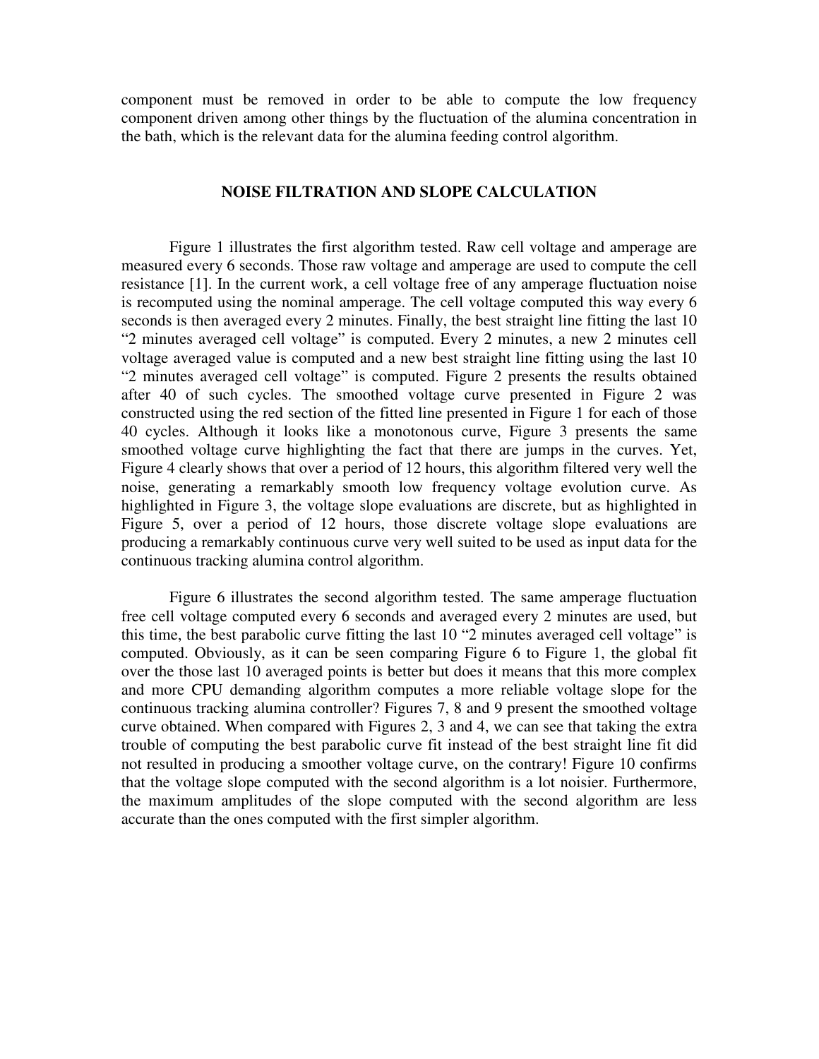component must be removed in order to be able to compute the low frequency component driven among other things by the fluctuation of the alumina concentration in the bath, which is the relevant data for the alumina feeding control algorithm.

## NOISE FILTRATION AND SLOPE CALCULATION

Figure 1 illustrates the first algorithm tested. Raw cell voltage and amperage are measured every 6 seconds. Those raw voltage and amperage are used to compute the cell resistance [1]. In the current work, a cell voltage free of any amperage fluctuation noise is recomputed using the nominal amperage. The cell voltage computed this way every 6 seconds is then averaged every 2 minutes. Finally, the best straight line fitting the last 10 "2 minutes averaged cell voltage" is computed. Every 2 minutes, a new 2 minutes cell voltage averaged value is computed and a new best straight line fitting using the last 10 "2 minutes averaged cell voltage" is computed. Figure 2 presents the results obtained after 40 of such cycles. The smoothed voltage curve presented in Figure 2 was constructed using the red section of the fitted line presented in Figure 1 for each of those 40 cycles. Although it looks like a monotonous curve, Figure 3 presents the same smoothed voltage curve highlighting the fact that there are jumps in the curves. Yet, Figure 4 clearly shows that over a period of 12 hours, this algorithm filtered very well the noise, generating a remarkably smooth low frequency voltage evolution curve. As highlighted in Figure 3, the voltage slope evaluations are discrete, but as highlighted in Figure 5, over a period of 12 hours, those discrete voltage slope evaluations are producing a remarkably continuous curve very well suited to be used as input data for the continuous tracking alumina control algorithm.

Figure 6 illustrates the second algorithm tested. The same amperage fluctuation free cell voltage computed every 6 seconds and averaged every 2 minutes are used, but this time, the best parabolic curve fitting the last 10 "2 minutes averaged cell voltage" is computed. Obviously, as it can be seen comparing Figure 6 to Figure 1, the global fit over the those last 10 averaged points is better but does it means that this more complex and more CPU demanding algorithm computes a more reliable voltage slope for the continuous tracking alumina controller? Figures 7, 8 and 9 present the smoothed voltage curve obtained. When compared with Figures 2, 3 and 4, we can see that taking the extra trouble of computing the best parabolic curve fit instead of the best straight line fit did not resulted in producing a smoother voltage curve, on the contrary! Figure 10 confirms that the voltage slope computed with the second algorithm is a lot noisier. Furthermore, the maximum amplitudes of the slope computed with the second algorithm are less accurate than the ones computed with the first simpler algorithm.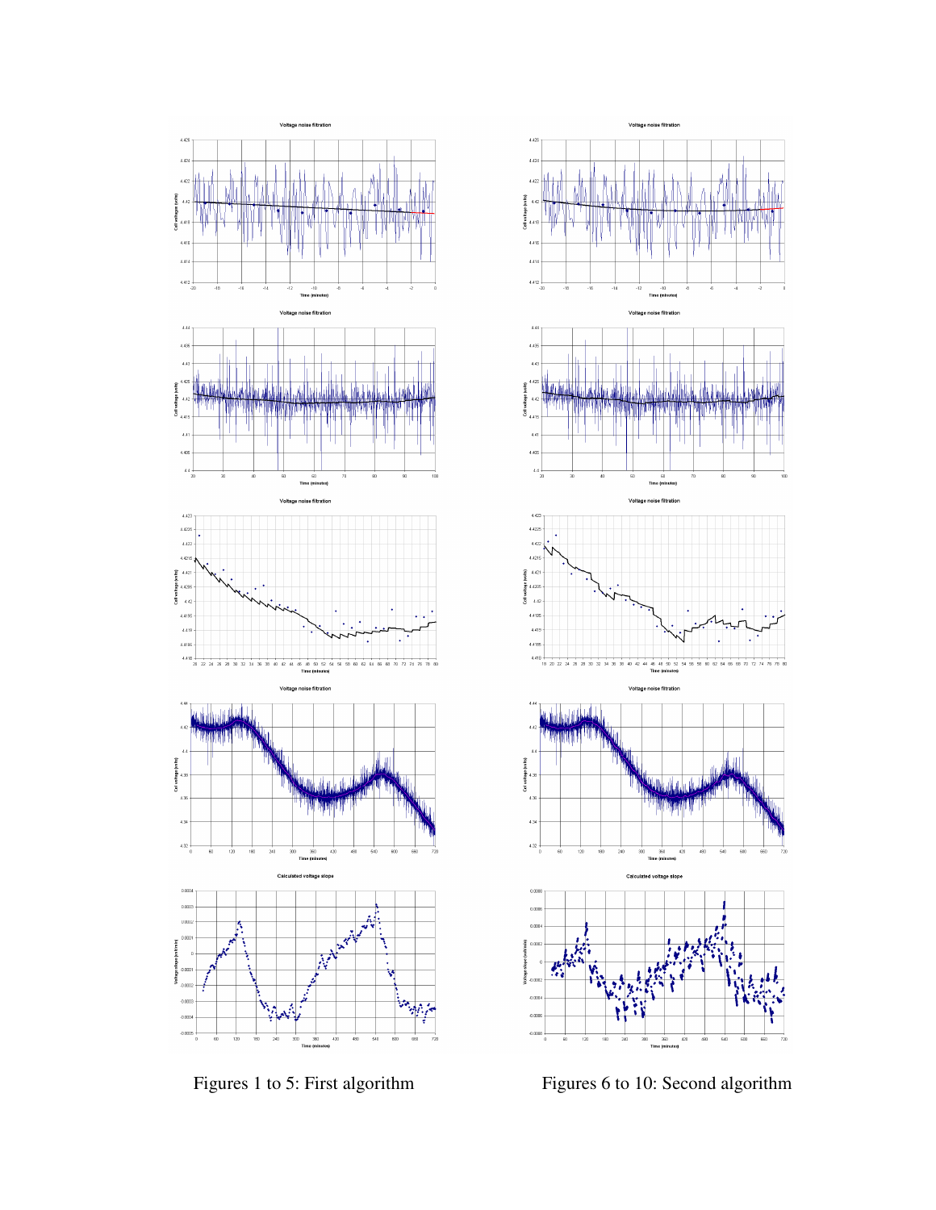Figures 1 to 5: First algorithm

Figures 6 to 10: Second algorithm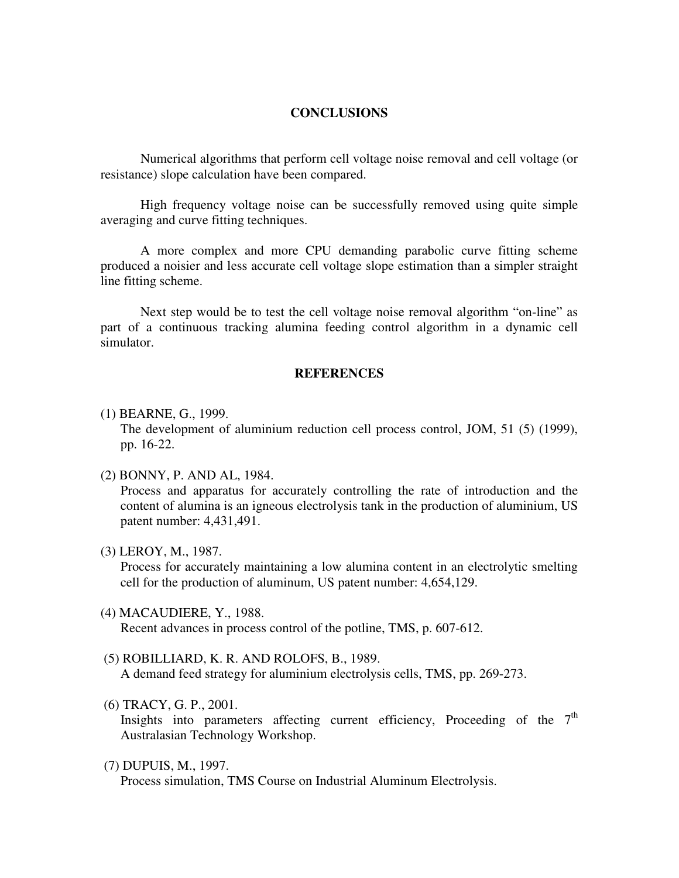## CONCLUSIONS

Numerical algorithms that perform cell voltage noise removal and cell voltage (or resistance) slope calculation have been compared.

High frequency voltage noise can be successfully removed using quite simple averaging and curve fitting techniques.

A more complex and more CPU demanding parabolic curve fitting scheme produced a noisier and less accurate cell voltage slope estimation than a simpler straight line fitting scheme.

Next step would be to test the cell voltage noise removal algorithm "on-line" as part of a continuous tracking alumina feeding control algorithm in a dynamic cell simulator.

## REFERENCES

(1) BEARNE, G., 1999.
The development of aluminium reduction cell process control, JOM, 51 (5) (1999), pp. 16-22.

(2) BONNY, P. AND AL, 1984.
Process and apparatus for accurately controlling the rate of introduction and the content of alumina is an igneous electrolysis tank in the production of aluminium, US patent number: 4,431,491.

(3) LEROY, M., 1987.
Process for accurately maintaining a low alumina content in an electrolytic smelting cell for the production of aluminum, US patent number: 4,654,129.

(4) MACAUDIERE, Y., 1988.
Recent advances in process control of the potline, TMS, p. 607-612.

(5) ROBILLIARD, K. R. AND ROLOFS, B., 1989.
A demand feed strategy for aluminium electrolysis cells, TMS, pp. 269-273.

(6) TRACY, G. P., 2001.
Insights into parameters affecting current efficiency, Proceeding of the 7th Australasian Technology Workshop.

(7) DUPUIS, M., 1997.
Process simulation, TMS Course on Industrial Aluminum Electrolysis.